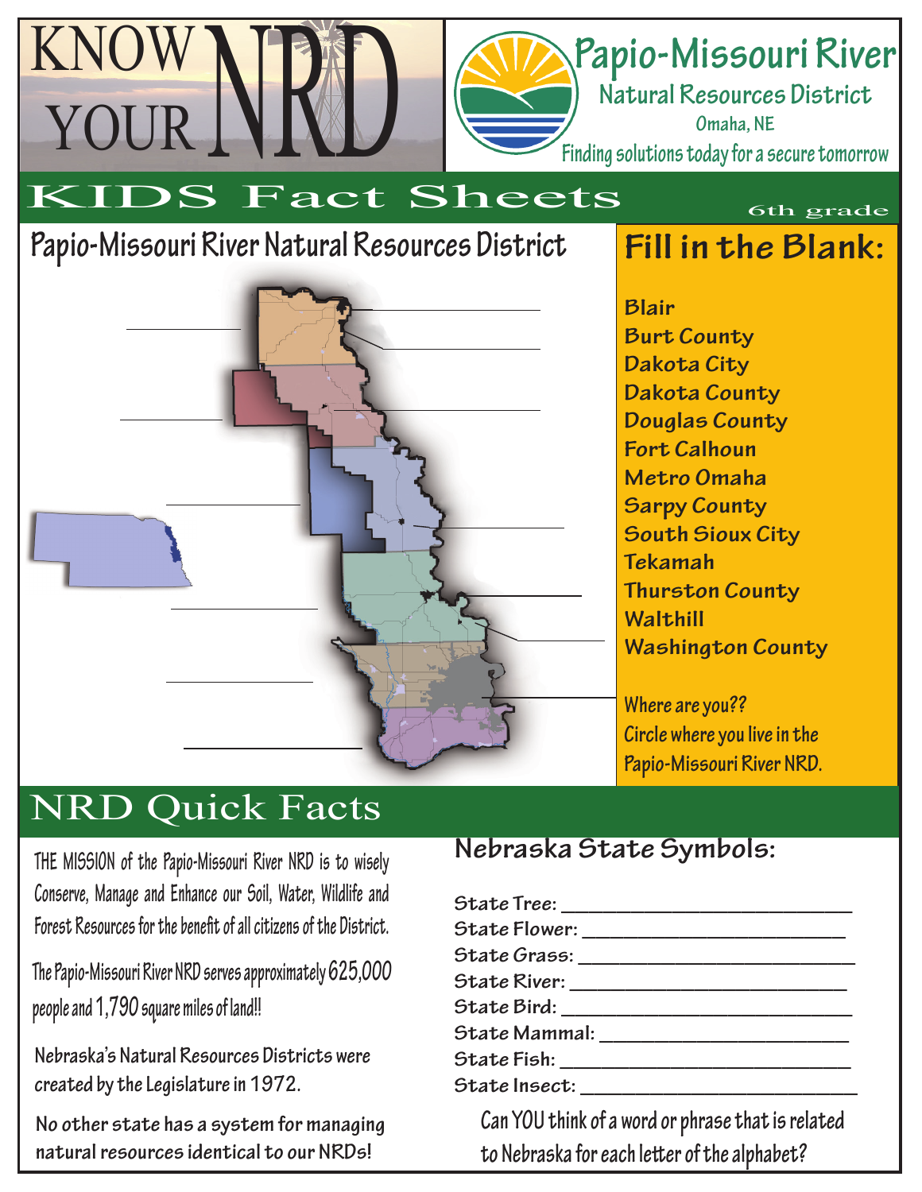# KNOW YOUR NRD

## Papio-Missouri River Natural Resources District

Omaha, NE

Finding solutions today for a secure tomorrow

## KIDS Fact Sheets

6th grade

### Papio-Missouri River Natural Resources District

### Fill in the Blank:

**Blair**
**Burt County**
**Dakota City**
**Dakota County**
**Douglas County**
**Fort Calhoun**
**Metro Omaha**
**Sarpy County**
**South Sioux City**
**Tekamah**
**Thurston County**
**Walthill**
**Washington County**

Where are you??
Circle where you live in the Papio-Missouri River NRD.

## NRD Quick Facts

THE MISSION of the Papio-Missouri River NRD is to wisely Conserve, Manage and Enhance our Soil, Water, Wildlife and Forest Resources for the benefit of all citizens of the District.

The Papio-Missouri River NRD serves approximately 625,000 people and 1,790 square miles of land!!

Nebraska's Natural Resources Districts were created by the Legislature in 1972.

No other state has a system for managing natural resources identical to our NRDs!

### Nebraska State Symbols:

State Tree: ____________________
State Flower: ____________________
State Grass: ____________________
State River: ____________________
State Bird: ____________________
State Mammal: ____________________
State Fish: ____________________
State Insect: ____________________

Can YOU think of a word or phrase that is related to Nebraska for each letter of the alphabet?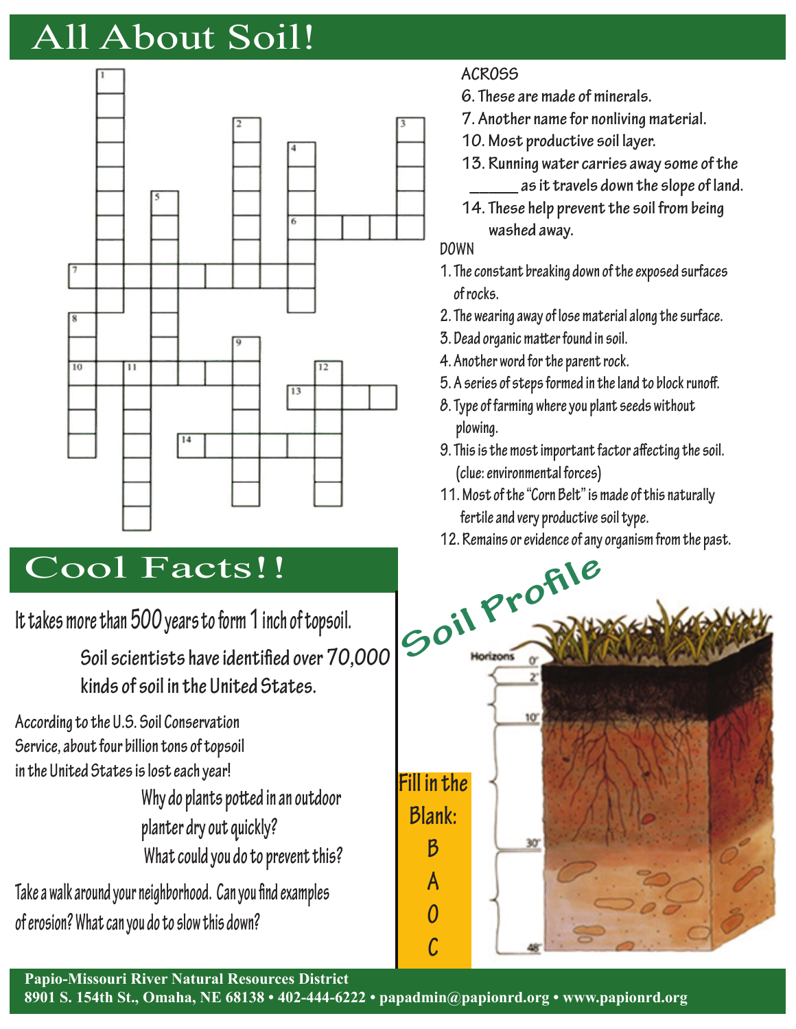# All About Soil!

ACROSS

6. These are made of minerals.
7. Another name for nonliving material.
10. Most productive soil layer.
13. Running water carries away some of the ______ as it travels down the slope of land.
14. These help prevent the soil from being washed away.

DOWN

1. The constant breaking down of the exposed surfaces of rocks.
2. The wearing away of lose material along the surface.
3. Dead organic matter found in soil.
4. Another word for the parent rock.
5. A series of steps formed in the land to block runoff.
8. Type of farming where you plant seeds without plowing.
9. This is the most important factor affecting the soil. (clue: environmental forces)
11. Most of the "Corn Belt" is made of this naturally fertile and very productive soil type.
12. Remains or evidence of any organism from the past.

## Cool Facts!!

It takes more than 500 years to form 1 inch of topsoil.

Soil scientists have identified over 70,000 kinds of soil in the United States.

According to the U.S. Soil Conservation Service, about four billion tons of topsoil in the United States is lost each year!

Why do plants potted in an outdoor planter dry out quickly? What could you do to prevent this?

Take a walk around your neighborhood. Can you find examples of erosion? What can you do to slow this down?

## Soil Profile

Horizons

0"

2"

10"

30"

48"

Fill in the Blank:

B

A

O

C

**Papio-Missouri River Natural Resources District**
**8901 S. 154th St., Omaha, NE 68138 • 402-444-6222 • papadmin@papionrd.org • www.papionrd.org**